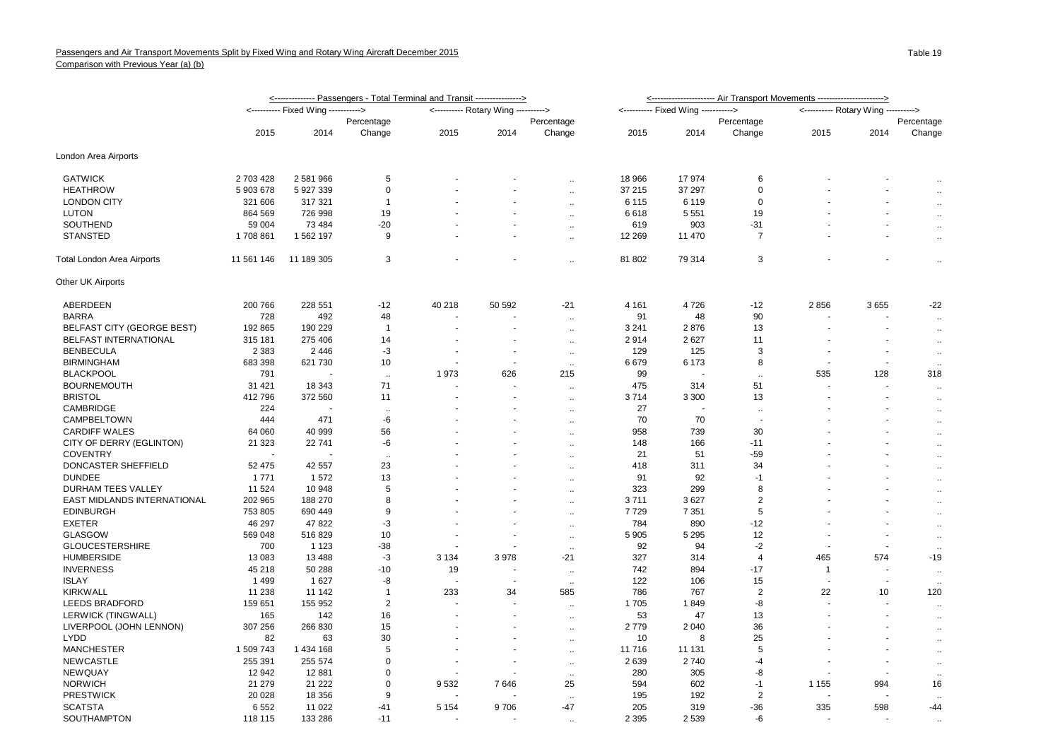Passengers and Air Transport Movements Split by Fixed Wing and Rotary Wing Aircraft December 2015

Comparison with Previous Year (a) (b)

Table 19

| | Passengers - Total Terminal and Transit | | | | | | Air Transport Movements | | | | | |
|---|---|---|---|---|---|---|---|---|---|---|---|---|
| | Fixed Wing | | | Rotary Wing | | | Fixed Wing | | | Rotary Wing | | |
| | 2015 | 2014 | Percentage Change | 2015 | 2014 | Percentage Change | 2015 | 2014 | Percentage Change | 2015 | 2014 | Percentage Change |
| London Area Airports | | | | | | | | | | | | |
| GATWICK | 2 703 428 | 2 581 966 | 5 | - | - | .. | 18 966 | 17 974 | 6 | - | - | .. |
| HEATHROW | 5 903 678 | 5 927 339 | 0 | - | - | .. | 37 215 | 37 297 | 0 | - | - | .. |
| LONDON CITY | 321 606 | 317 321 | 1 | - | - | .. | 6 115 | 6 119 | 0 | - | - | .. |
| LUTON | 864 569 | 726 998 | 19 | - | - | .. | 6 618 | 5 551 | 19 | - | - | .. |
| SOUTHEND | 59 004 | 73 484 | -20 | - | - | .. | 619 | 903 | -31 | - | - | .. |
| STANSTED | 1 708 861 | 1 562 197 | 9 | - | - | .. | 12 269 | 11 470 | 7 | - | - | .. |
| Total London Area Airports | 11 561 146 | 11 189 305 | 3 | - | - | .. | 81 802 | 79 314 | 3 | - | - | .. |
| Other UK Airports | | | | | | | | | | | | |
| ABERDEEN | 200 766 | 228 551 | -12 | 40 218 | 50 592 | -21 | 4 161 | 4 726 | -12 | 2 856 | 3 655 | -22 |
| BARRA | 728 | 492 | 48 | - | - | .. | 91 | 48 | 90 | - | - | .. |
| BELFAST CITY (GEORGE BEST) | 192 865 | 190 229 | 1 | - | - | .. | 3 241 | 2 876 | 13 | - | - | .. |
| BELFAST INTERNATIONAL | 315 181 | 275 406 | 14 | - | - | .. | 2 914 | 2 627 | 11 | - | - | .. |
| BENBECULA | 2 383 | 2 446 | -3 | - | - | .. | 129 | 125 | 3 | - | - | .. |
| BIRMINGHAM | 683 398 | 621 730 | 10 | - | - | .. | 6 679 | 6 173 | 8 | - | - | .. |
| BLACKPOOL | 791 | - | .. | 1 973 | 626 | 215 | 99 | - | .. | 535 | 128 | 318 |
| BOURNEMOUTH | 31 421 | 18 343 | 71 | - | - | .. | 475 | 314 | 51 | - | - | .. |
| BRISTOL | 412 796 | 372 560 | 11 | - | - | .. | 3 714 | 3 300 | 13 | - | - | .. |
| CAMBRIDGE | 224 | - | .. | - | - | .. | 27 | - | .. | - | - | .. |
| CAMPBELTOWN | 444 | 471 | -6 | - | - | .. | 70 | 70 | - | - | - | .. |
| CARDIFF WALES | 64 060 | 40 999 | 56 | - | - | .. | 958 | 739 | 30 | - | - | .. |
| CITY OF DERRY (EGLINTON) | 21 323 | 22 741 | -6 | - | - | .. | 148 | 166 | -11 | - | - | .. |
| COVENTRY | - | - | .. | - | - | .. | 21 | 51 | -59 | - | - | .. |
| DONCASTER SHEFFIELD | 52 475 | 42 557 | 23 | - | - | .. | 418 | 311 | 34 | - | - | .. |
| DUNDEE | 1 771 | 1 572 | 13 | - | - | .. | 91 | 92 | -1 | - | - | .. |
| DURHAM TEES VALLEY | 11 524 | 10 948 | 5 | - | - | .. | 323 | 299 | 8 | - | - | .. |
| EAST MIDLANDS INTERNATIONAL | 202 965 | 188 270 | 8 | - | - | .. | 3 711 | 3 627 | 2 | - | - | .. |
| EDINBURGH | 753 805 | 690 449 | 9 | - | - | .. | 7 729 | 7 351 | 5 | - | - | .. |
| EXETER | 46 297 | 47 822 | -3 | - | - | .. | 784 | 890 | -12 | - | - | .. |
| GLASGOW | 569 048 | 516 829 | 10 | - | - | .. | 5 905 | 5 295 | 12 | - | - | .. |
| GLOUCESTERSHIRE | 700 | 1 123 | -38 | - | - | .. | 92 | 94 | -2 | - | - | .. |
| HUMBERSIDE | 13 083 | 13 488 | -3 | 3 134 | 3 978 | -21 | 327 | 314 | 4 | 465 | 574 | -19 |
| INVERNESS | 45 218 | 50 288 | -10 | 19 | - | .. | 742 | 894 | -17 | 1 | - | .. |
| ISLAY | 1 499 | 1 627 | -8 | - | - | .. | 122 | 106 | 15 | - | - | .. |
| KIRKWALL | 11 238 | 11 142 | 1 | 233 | 34 | 585 | 786 | 767 | 2 | 22 | 10 | 120 |
| LEEDS BRADFORD | 159 651 | 155 952 | 2 | - | - | .. | 1 705 | 1 849 | -8 | - | - | .. |
| LERWICK (TINGWALL) | 165 | 142 | 16 | - | - | .. | 53 | 47 | 13 | - | - | .. |
| LIVERPOOL (JOHN LENNON) | 307 256 | 266 830 | 15 | - | - | .. | 2 779 | 2 040 | 36 | - | - | .. |
| LYDD | 82 | 63 | 30 | - | - | .. | 10 | 8 | 25 | - | - | .. |
| MANCHESTER | 1 509 743 | 1 434 168 | 5 | - | - | .. | 11 716 | 11 131 | 5 | - | - | .. |
| NEWCASTLE | 255 391 | 255 574 | 0 | - | - | .. | 2 639 | 2 740 | -4 | - | - | .. |
| NEWQUAY | 12 942 | 12 881 | 0 | - | - | .. | 280 | 305 | -8 | - | - | .. |
| NORWICH | 21 279 | 21 222 | 0 | 9 532 | 7 646 | 25 | 594 | 602 | -1 | 1 155 | 994 | 16 |
| PRESTWICK | 20 028 | 18 356 | 9 | - | - | .. | 195 | 192 | 2 | - | - | .. |
| SCATSTA | 6 552 | 11 022 | -41 | 5 154 | 9 706 | -47 | 205 | 319 | -36 | 335 | 598 | -44 |
| SOUTHAMPTON | 118 115 | 133 286 | -11 | - | - | .. | 2 395 | 2 539 | -6 | - | - | .. |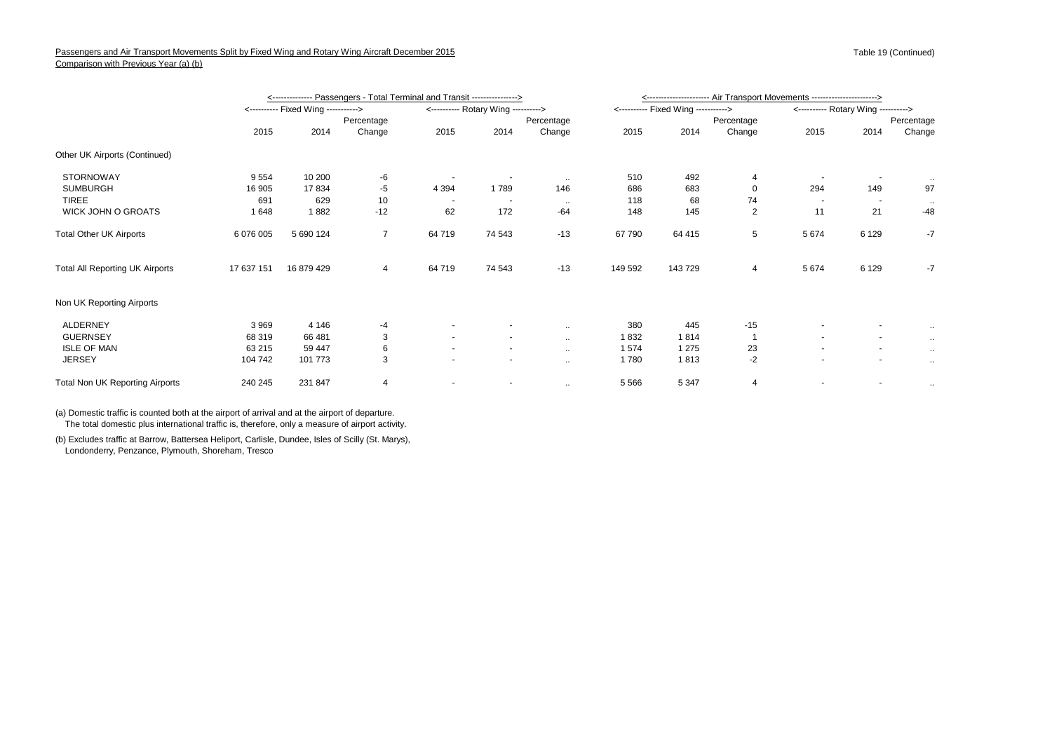Passengers and Air Transport Movements Split by Fixed Wing and Rotary Wing Aircraft December 2015

Comparison with Previous Year (a) (b)

Table 19 (Continued)

| | Passengers - Total Terminal and Transit | | | | | | Air Transport Movements | | | | | |
|---|---|---|---|---|---|---|---|---|---|---|---|---|
| | Fixed Wing | | | Rotary Wing | | | Fixed Wing | | | Rotary Wing | | |
| | 2015 | 2014 | Percentage Change | 2015 | 2014 | Percentage Change | 2015 | 2014 | Percentage Change | 2015 | 2014 | Percentage Change |
| Other UK Airports (Continued) | | | | | | | | | | | | |
| STORNOWAY | 9 554 | 10 200 | -6 | - | - | .. | 510 | 492 | 4 | - | - | .. |
| SUMBURGH | 16 905 | 17 834 | -5 | 4 394 | 1 789 | 146 | 686 | 683 | 0 | 294 | 149 | 97 |
| TIREE | 691 | 629 | 10 | - | - | .. | 118 | 68 | 74 | - | - | .. |
| WICK JOHN O GROATS | 1 648 | 1 882 | -12 | 62 | 172 | -64 | 148 | 145 | 2 | 11 | 21 | -48 |
| Total Other UK Airports | 6 076 005 | 5 690 124 | 7 | 64 719 | 74 543 | -13 | 67 790 | 64 415 | 5 | 5 674 | 6 129 | -7 |
| Total All Reporting UK Airports | 17 637 151 | 16 879 429 | 4 | 64 719 | 74 543 | -13 | 149 592 | 143 729 | 4 | 5 674 | 6 129 | -7 |
| Non UK Reporting Airports | | | | | | | | | | | | |
| ALDERNEY | 3 969 | 4 146 | -4 | - | - | .. | 380 | 445 | -15 | - | - | .. |
| GUERNSEY | 68 319 | 66 481 | 3 | - | - | .. | 1 832 | 1 814 | 1 | - | - | .. |
| ISLE OF MAN | 63 215 | 59 447 | 6 | - | - | .. | 1 574 | 1 275 | 23 | - | - | .. |
| JERSEY | 104 742 | 101 773 | 3 | - | - | .. | 1 780 | 1 813 | -2 | - | - | .. |
| Total Non UK Reporting Airports | 240 245 | 231 847 | 4 | - | - | .. | 5 566 | 5 347 | 4 | - | - | .. |

(a) Domestic traffic is counted both at the airport of arrival and at the airport of departure.
The total domestic plus international traffic is, therefore, only a measure of airport activity.

(b) Excludes traffic at Barrow, Battersea Heliport, Carlisle, Dundee, Isles of Scilly (St. Marys), Londonderry, Penzance, Plymouth, Shoreham, Tresco